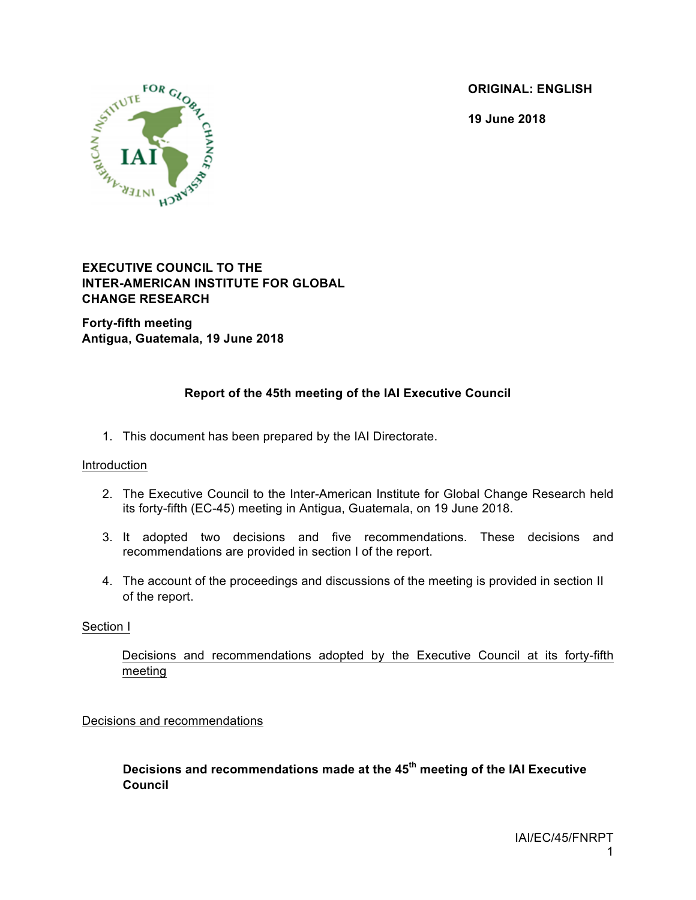**ORIGINAL: ENGLISH**

**19 June 2018**

**EXECUTIVE COUNCIL TO THE INTER-AMERICAN INSTITUTE FOR GLOBAL CHANGE RESEARCH**

**Forty-fifth meeting**
**Antigua, Guatemala, 19 June 2018**

## Report of the 45th meeting of the IAI Executive Council

1. This document has been prepared by the IAI Directorate.

Introduction

2. The Executive Council to the Inter-American Institute for Global Change Research held its forty-fifth (EC-45) meeting in Antigua, Guatemala, on 19 June 2018.

3. It adopted two decisions and five recommendations. These decisions and recommendations are provided in section I of the report.

4. The account of the proceedings and discussions of the meeting is provided in section II of the report.

Section I

Decisions and recommendations adopted by the Executive Council at its forty-fifth meeting

Decisions and recommendations

**Decisions and recommendations made at the 45th meeting of the IAI Executive Council**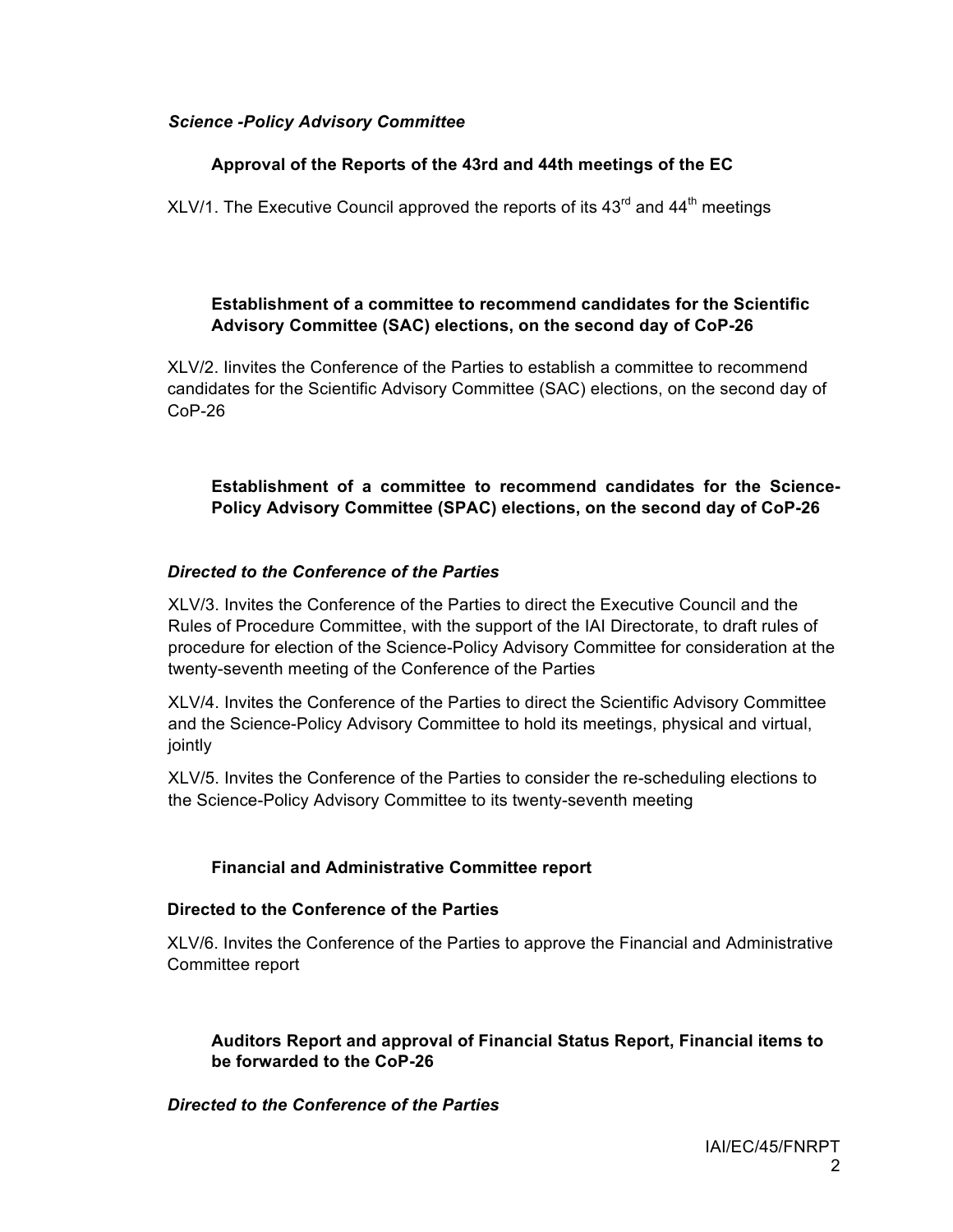*Science -Policy Advisory Committee*

**Approval of the Reports of the 43rd and 44th meetings of the EC**

XLV/1. The Executive Council approved the reports of its 43rd and 44th meetings

**Establishment of a committee to recommend candidates for the Scientific Advisory Committee (SAC) elections, on the second day of CoP-26**

XLV/2. Iinvites the Conference of the Parties to establish a committee to recommend candidates for the Scientific Advisory Committee (SAC) elections, on the second day of CoP-26

**Establishment of a committee to recommend candidates for the Science-Policy Advisory Committee (SPAC) elections, on the second day of CoP-26**

***Directed to the Conference of the Parties***

XLV/3. Invites the Conference of the Parties to direct the Executive Council and the Rules of Procedure Committee, with the support of the IAI Directorate, to draft rules of procedure for election of the Science-Policy Advisory Committee for consideration at the twenty-seventh meeting of the Conference of the Parties

XLV/4. Invites the Conference of the Parties to direct the Scientific Advisory Committee and the Science-Policy Advisory Committee to hold its meetings, physical and virtual, jointly

XLV/5. Invites the Conference of the Parties to consider the re-scheduling elections to the Science-Policy Advisory Committee to its twenty-seventh meeting

**Financial and Administrative Committee report**

**Directed to the Conference of the Parties**

XLV/6. Invites the Conference of the Parties to approve the Financial and Administrative Committee report

**Auditors Report and approval of Financial Status Report, Financial items to be forwarded to the CoP-26**

***Directed to the Conference of the Parties***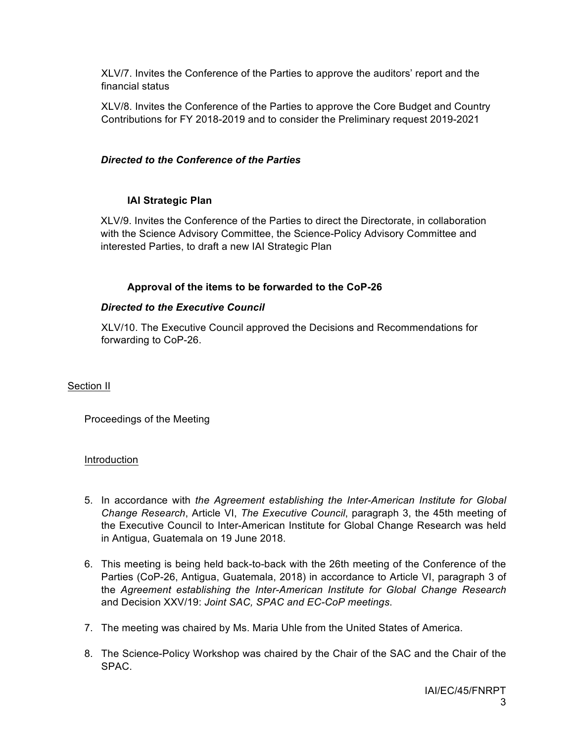XLV/7. Invites the Conference of the Parties to approve the auditors' report and the financial status

XLV/8. Invites the Conference of the Parties to approve the Core Budget and Country Contributions for FY 2018-2019 and to consider the Preliminary request 2019-2021

***Directed to the Conference of the Parties***

**IAI Strategic Plan**

XLV/9. Invites the Conference of the Parties to direct the Directorate, in collaboration with the Science Advisory Committee, the Science-Policy Advisory Committee and interested Parties, to draft a new IAI Strategic Plan

**Approval of the items to be forwarded to the CoP-26**

***Directed to the Executive Council***

XLV/10. The Executive Council approved the Decisions and Recommendations for forwarding to CoP-26.

## Section II

Proceedings of the Meeting

### Introduction

5. In accordance with *the Agreement establishing the Inter-American Institute for Global Change Research*, Article VI, *The Executive Council*, paragraph 3, the 45th meeting of the Executive Council to Inter-American Institute for Global Change Research was held in Antigua, Guatemala on 19 June 2018.

6. This meeting is being held back-to-back with the 26th meeting of the Conference of the Parties (CoP-26, Antigua, Guatemala, 2018) in accordance to Article VI, paragraph 3 of the *Agreement establishing the Inter-American Institute for Global Change Research* and Decision XXV/19: *Joint SAC, SPAC and EC-CoP meetings*.

7. The meeting was chaired by Ms. Maria Uhle from the United States of America.

8. The Science-Policy Workshop was chaired by the Chair of the SAC and the Chair of the SPAC.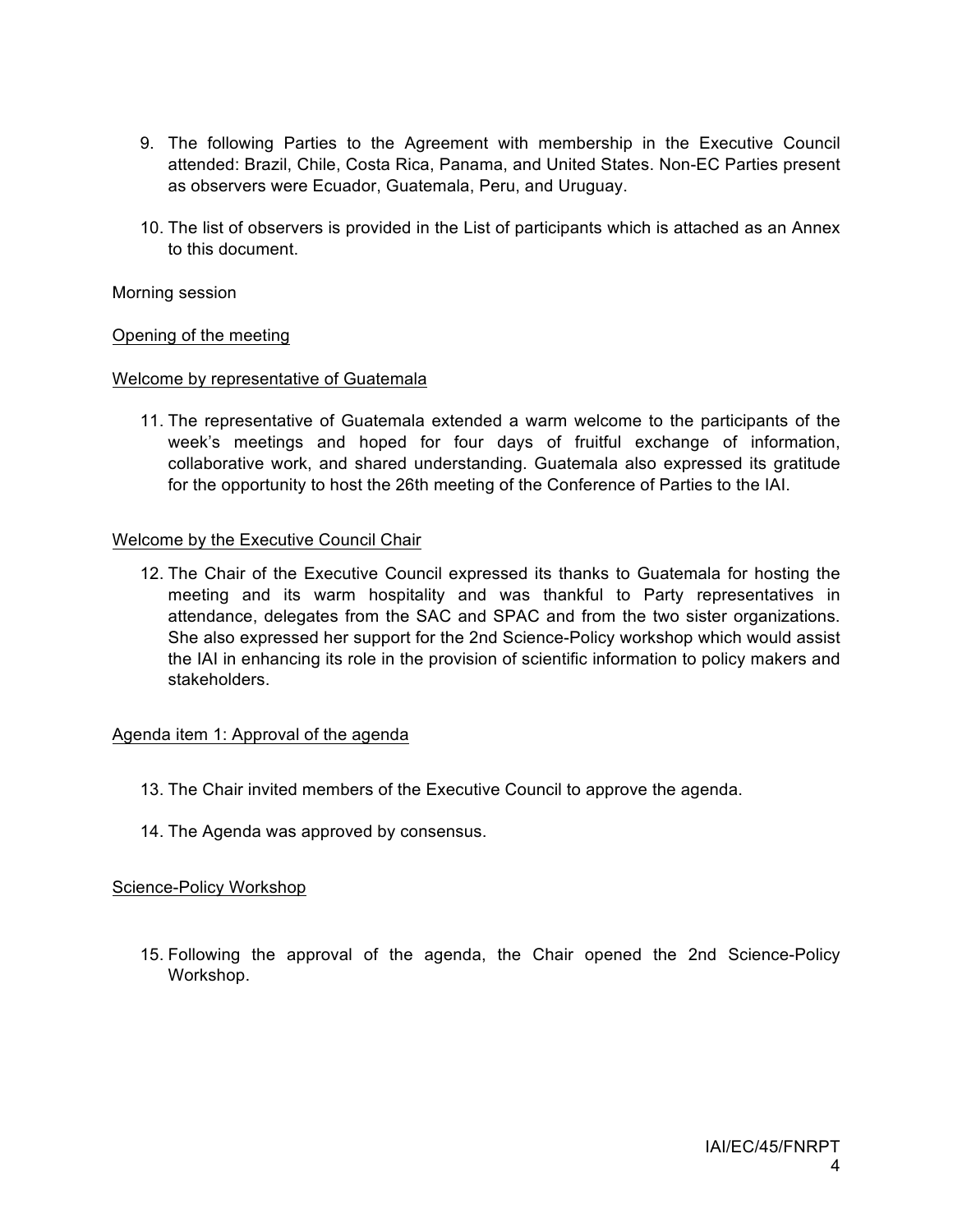9. The following Parties to the Agreement with membership in the Executive Council attended: Brazil, Chile, Costa Rica, Panama, and United States. Non-EC Parties present as observers were Ecuador, Guatemala, Peru, and Uruguay.

10. The list of observers is provided in the List of participants which is attached as an Annex to this document.

Morning session

<u>Opening of the meeting</u>

<u>Welcome by representative of Guatemala</u>

11. The representative of Guatemala extended a warm welcome to the participants of the week's meetings and hoped for four days of fruitful exchange of information, collaborative work, and shared understanding. Guatemala also expressed its gratitude for the opportunity to host the 26th meeting of the Conference of Parties to the IAI.

<u>Welcome by the Executive Council Chair</u>

12. The Chair of the Executive Council expressed its thanks to Guatemala for hosting the meeting and its warm hospitality and was thankful to Party representatives in attendance, delegates from the SAC and SPAC and from the two sister organizations. She also expressed her support for the 2nd Science-Policy workshop which would assist the IAI in enhancing its role in the provision of scientific information to policy makers and stakeholders.

<u>Agenda item 1: Approval of the agenda</u>

13. The Chair invited members of the Executive Council to approve the agenda.

14. The Agenda was approved by consensus.

<u>Science-Policy Workshop</u>

15. Following the approval of the agenda, the Chair opened the 2nd Science-Policy Workshop.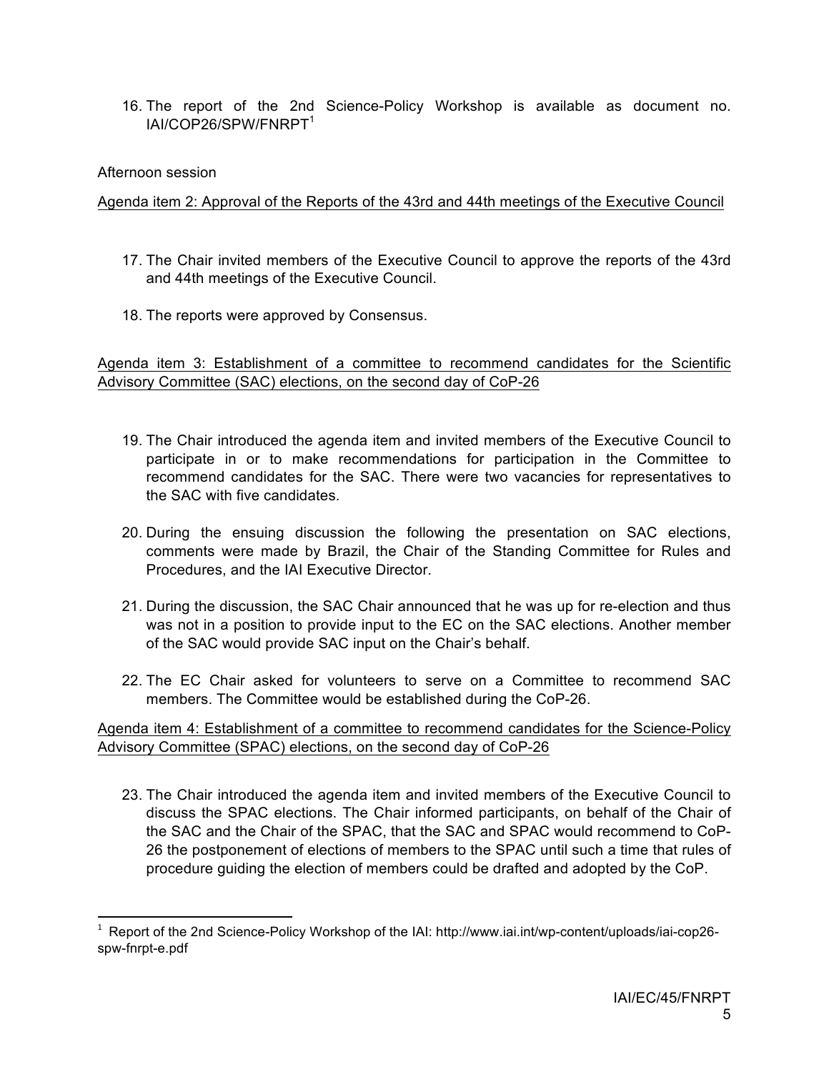16. The report of the 2nd Science-Policy Workshop is available as document no. IAI/COP26/SPW/FNRPT[1]

Afternoon session

Agenda item 2: Approval of the Reports of the 43rd and 44th meetings of the Executive Council

17. The Chair invited members of the Executive Council to approve the reports of the 43rd and 44th meetings of the Executive Council.

18. The reports were approved by Consensus.

Agenda item 3: Establishment of a committee to recommend candidates for the Scientific Advisory Committee (SAC) elections, on the second day of CoP-26

19. The Chair introduced the agenda item and invited members of the Executive Council to participate in or to make recommendations for participation in the Committee to recommend candidates for the SAC. There were two vacancies for representatives to the SAC with five candidates.

20. During the ensuing discussion the following the presentation on SAC elections, comments were made by Brazil, the Chair of the Standing Committee for Rules and Procedures, and the IAI Executive Director.

21. During the discussion, the SAC Chair announced that he was up for re-election and thus was not in a position to provide input to the EC on the SAC elections. Another member of the SAC would provide SAC input on the Chair's behalf.

22. The EC Chair asked for volunteers to serve on a Committee to recommend SAC members. The Committee would be established during the CoP-26.

Agenda item 4: Establishment of a committee to recommend candidates for the Science-Policy Advisory Committee (SPAC) elections, on the second day of CoP-26

23. The Chair introduced the agenda item and invited members of the Executive Council to discuss the SPAC elections. The Chair informed participants, on behalf of the Chair of the SAC and the Chair of the SPAC, that the SAC and SPAC would recommend to CoP-26 the postponement of elections of members to the SPAC until such a time that rules of procedure guiding the election of members could be drafted and adopted by the CoP.

---

[1] Report of the 2nd Science-Policy Workshop of the IAI: http://www.iai.int/wp-content/uploads/iai-cop26-spw-fnrpt-e.pdf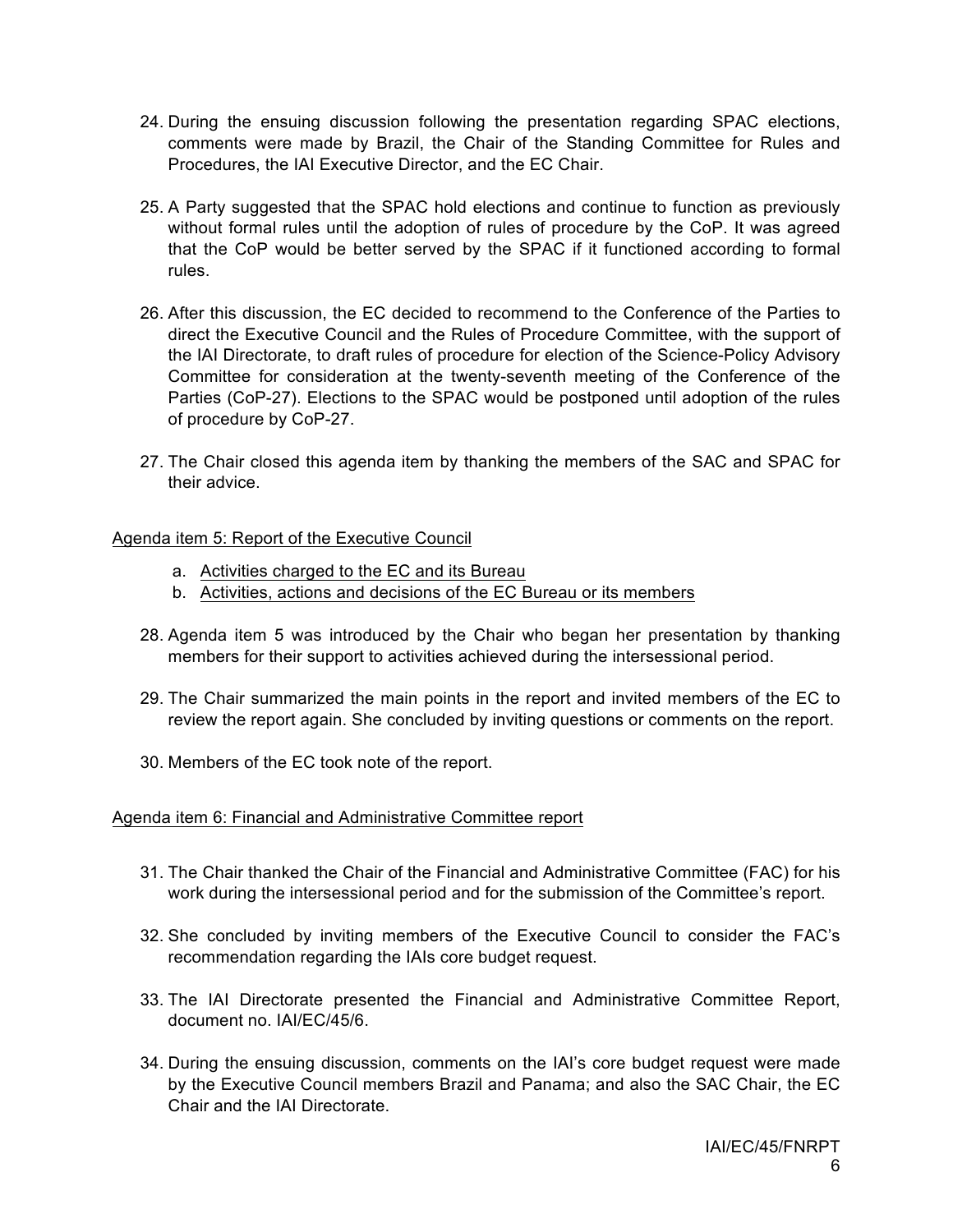24. During the ensuing discussion following the presentation regarding SPAC elections, comments were made by Brazil, the Chair of the Standing Committee for Rules and Procedures, the IAI Executive Director, and the EC Chair.

25. A Party suggested that the SPAC hold elections and continue to function as previously without formal rules until the adoption of rules of procedure by the CoP. It was agreed that the CoP would be better served by the SPAC if it functioned according to formal rules.

26. After this discussion, the EC decided to recommend to the Conference of the Parties to direct the Executive Council and the Rules of Procedure Committee, with the support of the IAI Directorate, to draft rules of procedure for election of the Science-Policy Advisory Committee for consideration at the twenty-seventh meeting of the Conference of the Parties (CoP-27). Elections to the SPAC would be postponed until adoption of the rules of procedure by CoP-27.

27. The Chair closed this agenda item by thanking the members of the SAC and SPAC for their advice.

## Agenda item 5: Report of the Executive Council

a. Activities charged to the EC and its Bureau
b. Activities, actions and decisions of the EC Bureau or its members

28. Agenda item 5 was introduced by the Chair who began her presentation by thanking members for their support to activities achieved during the intersessional period.

29. The Chair summarized the main points in the report and invited members of the EC to review the report again. She concluded by inviting questions or comments on the report.

30. Members of the EC took note of the report.

## Agenda item 6: Financial and Administrative Committee report

31. The Chair thanked the Chair of the Financial and Administrative Committee (FAC) for his work during the intersessional period and for the submission of the Committee's report.

32. She concluded by inviting members of the Executive Council to consider the FAC's recommendation regarding the IAIs core budget request.

33. The IAI Directorate presented the Financial and Administrative Committee Report, document no. IAI/EC/45/6.

34. During the ensuing discussion, comments on the IAI's core budget request were made by the Executive Council members Brazil and Panama; and also the SAC Chair, the EC Chair and the IAI Directorate.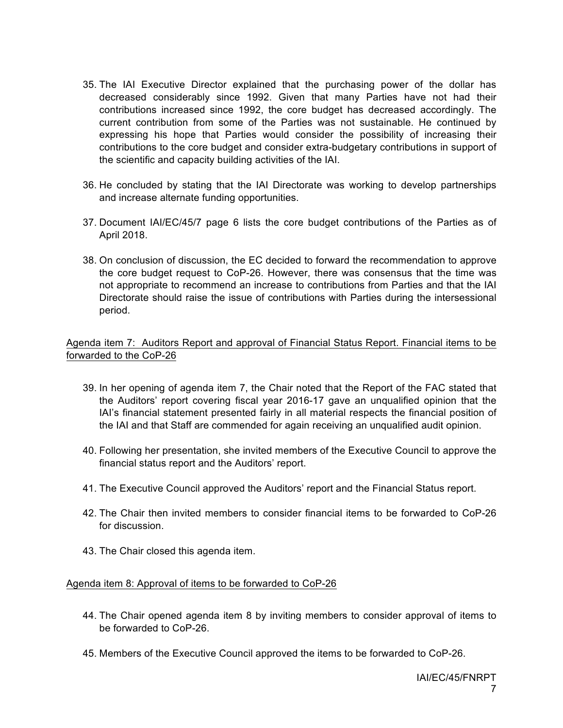35. The IAI Executive Director explained that the purchasing power of the dollar has decreased considerably since 1992. Given that many Parties have not had their contributions increased since 1992, the core budget has decreased accordingly. The current contribution from some of the Parties was not sustainable. He continued by expressing his hope that Parties would consider the possibility of increasing their contributions to the core budget and consider extra-budgetary contributions in support of the scientific and capacity building activities of the IAI.

36. He concluded by stating that the IAI Directorate was working to develop partnerships and increase alternate funding opportunities.

37. Document IAI/EC/45/7 page 6 lists the core budget contributions of the Parties as of April 2018.

38. On conclusion of discussion, the EC decided to forward the recommendation to approve the core budget request to CoP-26. However, there was consensus that the time was not appropriate to recommend an increase to contributions from Parties and that the IAI Directorate should raise the issue of contributions with Parties during the intersessional period.

<u>Agenda item 7: Auditors Report and approval of Financial Status Report. Financial items to be forwarded to the CoP-26</u>

39. In her opening of agenda item 7, the Chair noted that the Report of the FAC stated that the Auditors' report covering fiscal year 2016-17 gave an unqualified opinion that the IAI's financial statement presented fairly in all material respects the financial position of the IAI and that Staff are commended for again receiving an unqualified audit opinion.

40. Following her presentation, she invited members of the Executive Council to approve the financial status report and the Auditors' report.

41. The Executive Council approved the Auditors' report and the Financial Status report.

42. The Chair then invited members to consider financial items to be forwarded to CoP-26 for discussion.

43. The Chair closed this agenda item.

<u>Agenda item 8: Approval of items to be forwarded to CoP-26</u>

44. The Chair opened agenda item 8 by inviting members to consider approval of items to be forwarded to CoP-26.

45. Members of the Executive Council approved the items to be forwarded to CoP-26.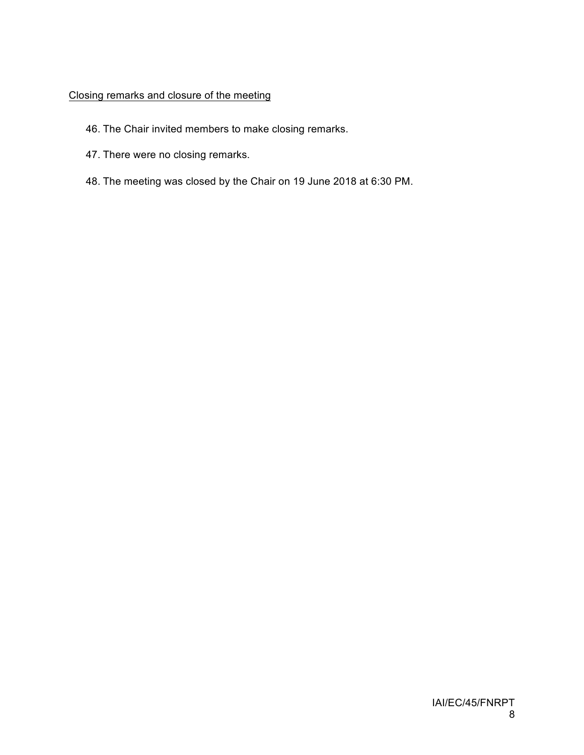Closing remarks and closure of the meeting

46. The Chair invited members to make closing remarks.

47. There were no closing remarks.

48. The meeting was closed by the Chair on 19 June 2018 at 6:30 PM.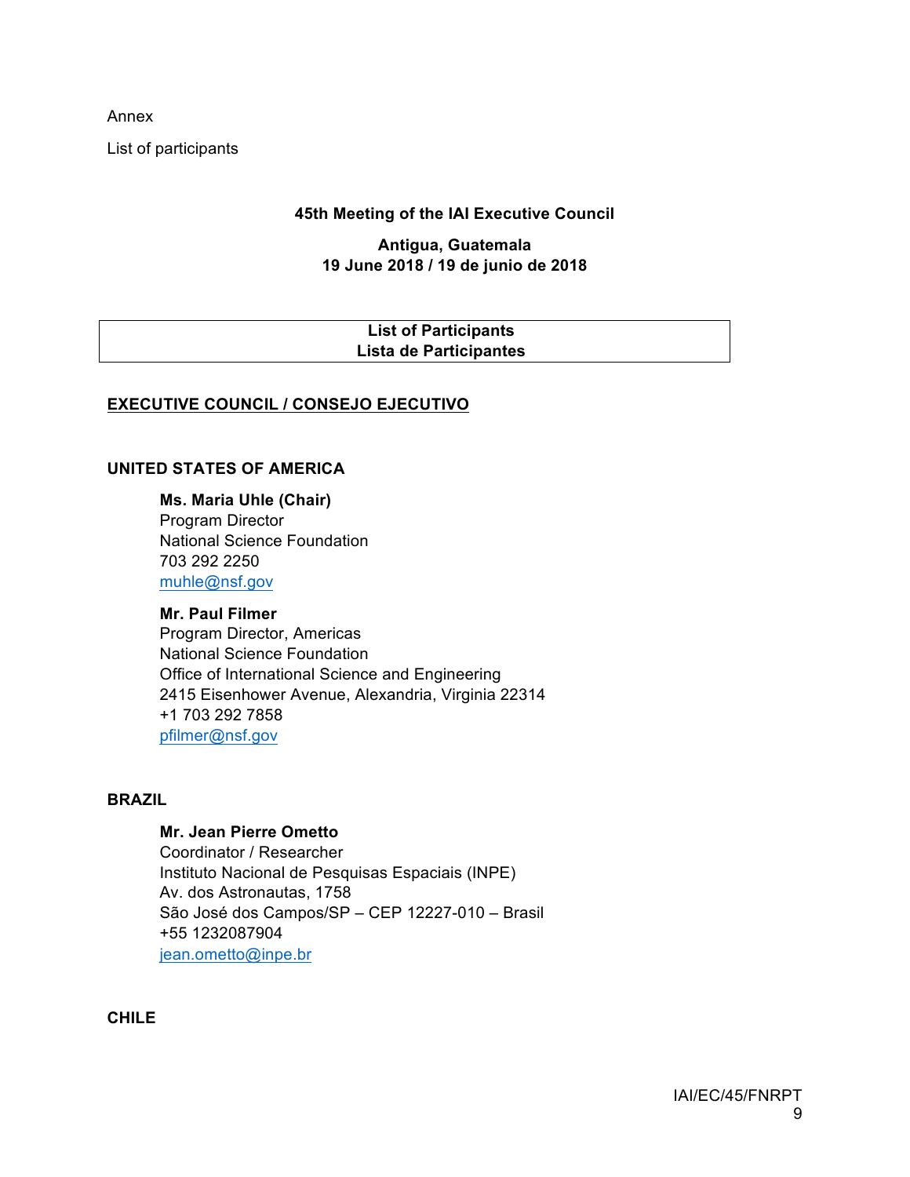Annex

List of participants

**45th Meeting of the IAI Executive Council**

**Antigua, Guatemala**
**19 June 2018 / 19 de junio de 2018**

| **List of Participants** **Lista de Participantes** |
|---|

## EXECUTIVE COUNCIL / CONSEJO EJECUTIVO

### UNITED STATES OF AMERICA

**Ms. Maria Uhle (Chair)**
Program Director
National Science Foundation
703 292 2250
muhle@nsf.gov

**Mr. Paul Filmer**
Program Director, Americas
National Science Foundation
Office of International Science and Engineering
2415 Eisenhower Avenue, Alexandria, Virginia 22314
+1 703 292 7858
pfilmer@nsf.gov

### BRAZIL

**Mr. Jean Pierre Ometto**
Coordinator / Researcher
Instituto Nacional de Pesquisas Espaciais (INPE)
Av. dos Astronautas, 1758
São José dos Campos/SP – CEP 12227-010 – Brasil
+55 1232087904
jean.ometto@inpe.br

### CHILE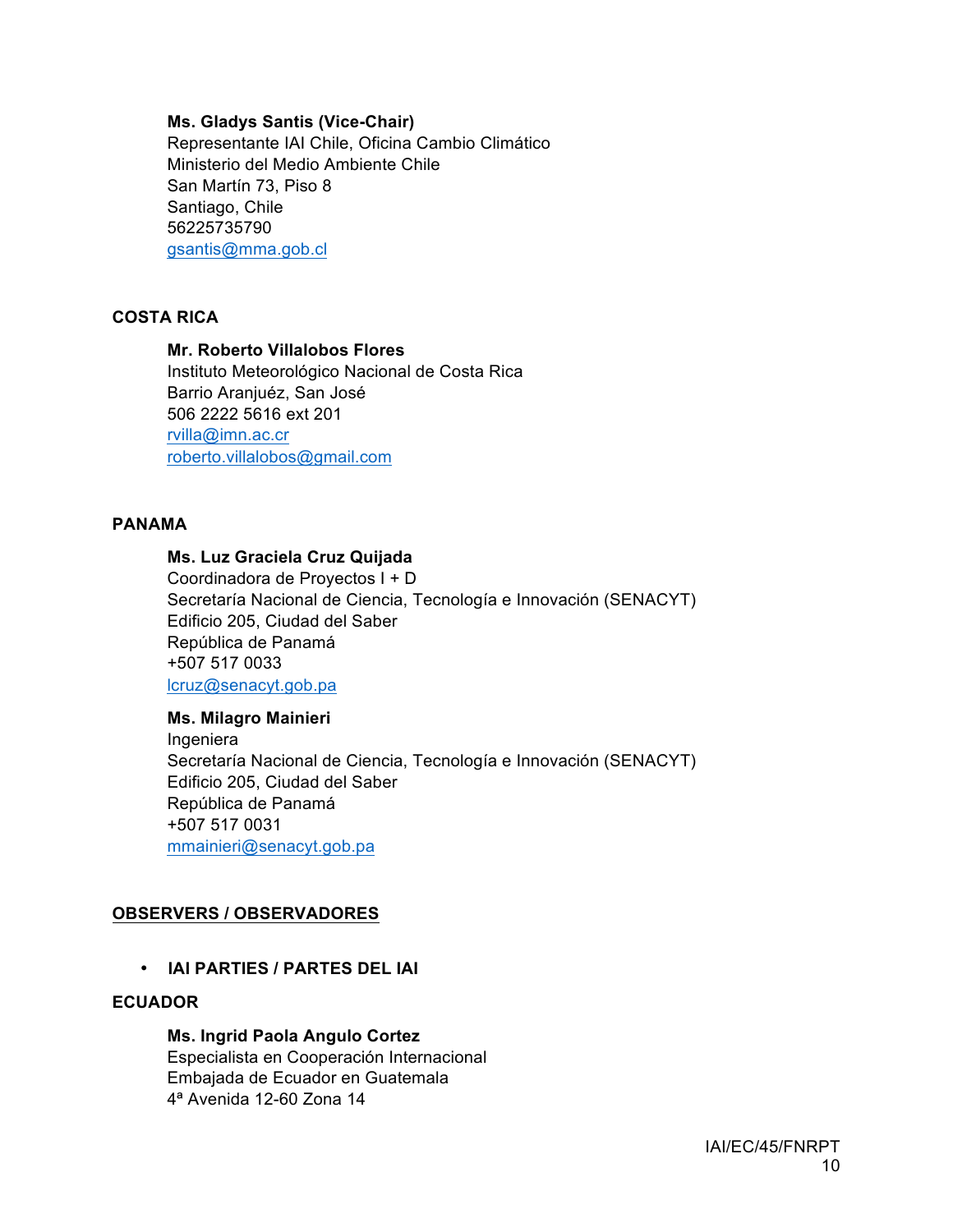**Ms. Gladys Santis (Vice-Chair)**
Representante IAI Chile, Oficina Cambio Climático
Ministerio del Medio Ambiente Chile
San Martín 73, Piso 8
Santiago, Chile
56225735790
gsantis@mma.gob.cl

**COSTA RICA**

**Mr. Roberto Villalobos Flores**
Instituto Meteorológico Nacional de Costa Rica
Barrio Aranjuéz, San José
506 2222 5616 ext 201
rvilla@imn.ac.cr
roberto.villalobos@gmail.com

**PANAMA**

**Ms. Luz Graciela Cruz Quijada**
Coordinadora de Proyectos I + D
Secretaría Nacional de Ciencia, Tecnología e Innovación (SENACYT)
Edificio 205, Ciudad del Saber
República de Panamá
+507 517 0033
lcruz@senacyt.gob.pa

**Ms. Milagro Mainieri**
Ingeniera
Secretaría Nacional de Ciencia, Tecnología e Innovación (SENACYT)
Edificio 205, Ciudad del Saber
República de Panamá
+507 517 0031
mmainieri@senacyt.gob.pa

**OBSERVERS / OBSERVADORES**

- **IAI PARTIES / PARTES DEL IAI**

**ECUADOR**

**Ms. Ingrid Paola Angulo Cortez**
Especialista en Cooperación Internacional
Embajada de Ecuador en Guatemala
4ª Avenida 12-60 Zona 14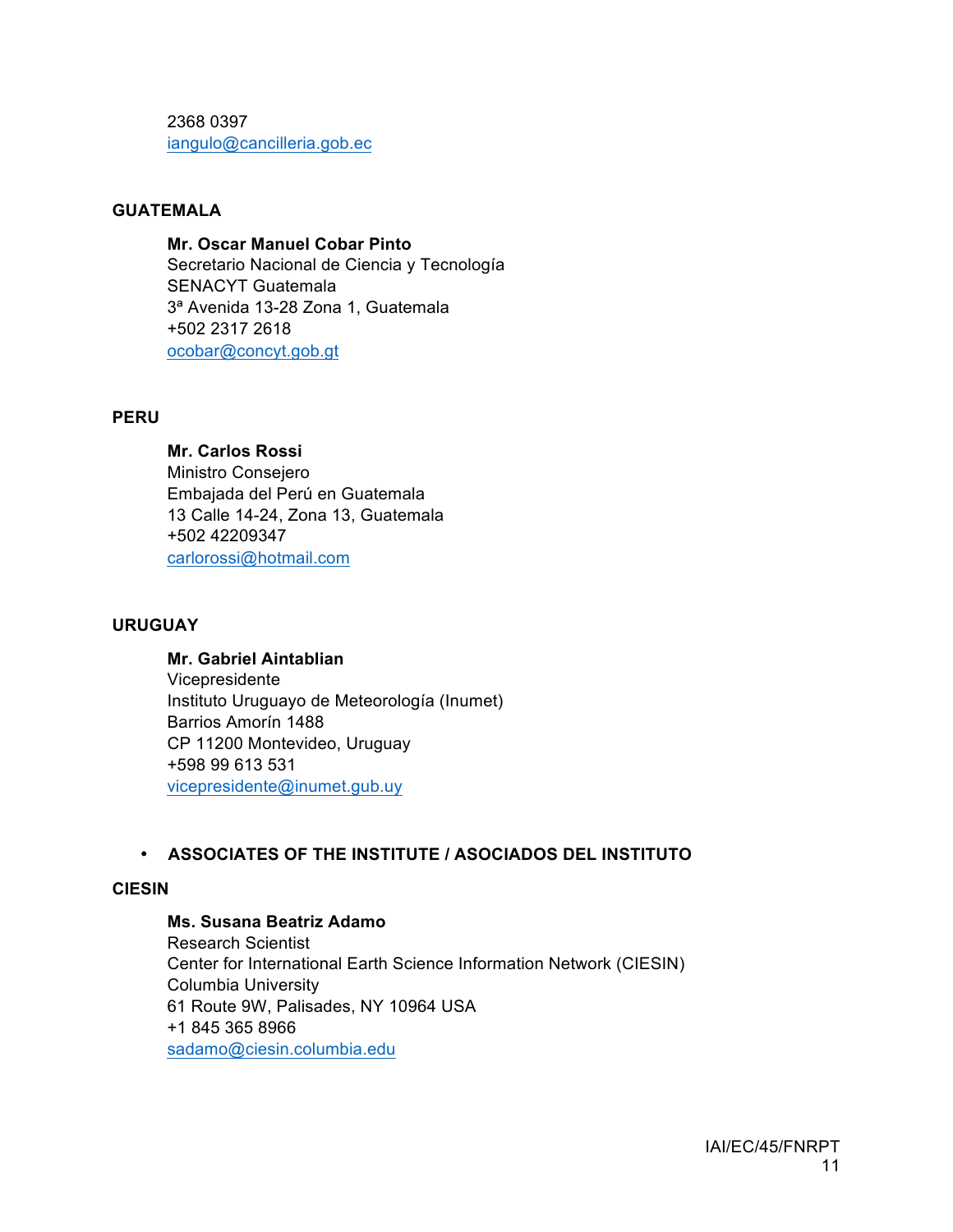2368 0397
iangulo@cancilleria.gob.ec

**GUATEMALA**

**Mr. Oscar Manuel Cobar Pinto**
Secretario Nacional de Ciencia y Tecnología
SENACYT Guatemala
3ª Avenida 13-28 Zona 1, Guatemala
+502 2317 2618
ocobar@concyt.gob.gt

**PERU**

**Mr. Carlos Rossi**
Ministro Consejero
Embajada del Perú en Guatemala
13 Calle 14-24, Zona 13, Guatemala
+502 42209347
carlorossi@hotmail.com

**URUGUAY**

**Mr. Gabriel Aintablian**
Vicepresidente
Instituto Uruguayo de Meteorología (Inumet)
Barrios Amorín 1488
CP 11200 Montevideo, Uruguay
+598 99 613 531
vicepresidente@inumet.gub.uy

- **ASSOCIATES OF THE INSTITUTE / ASOCIADOS DEL INSTITUTO**

**CIESIN**

**Ms. Susana Beatriz Adamo**
Research Scientist
Center for International Earth Science Information Network (CIESIN)
Columbia University
61 Route 9W, Palisades, NY 10964 USA
+1 845 365 8966
sadamo@ciesin.columbia.edu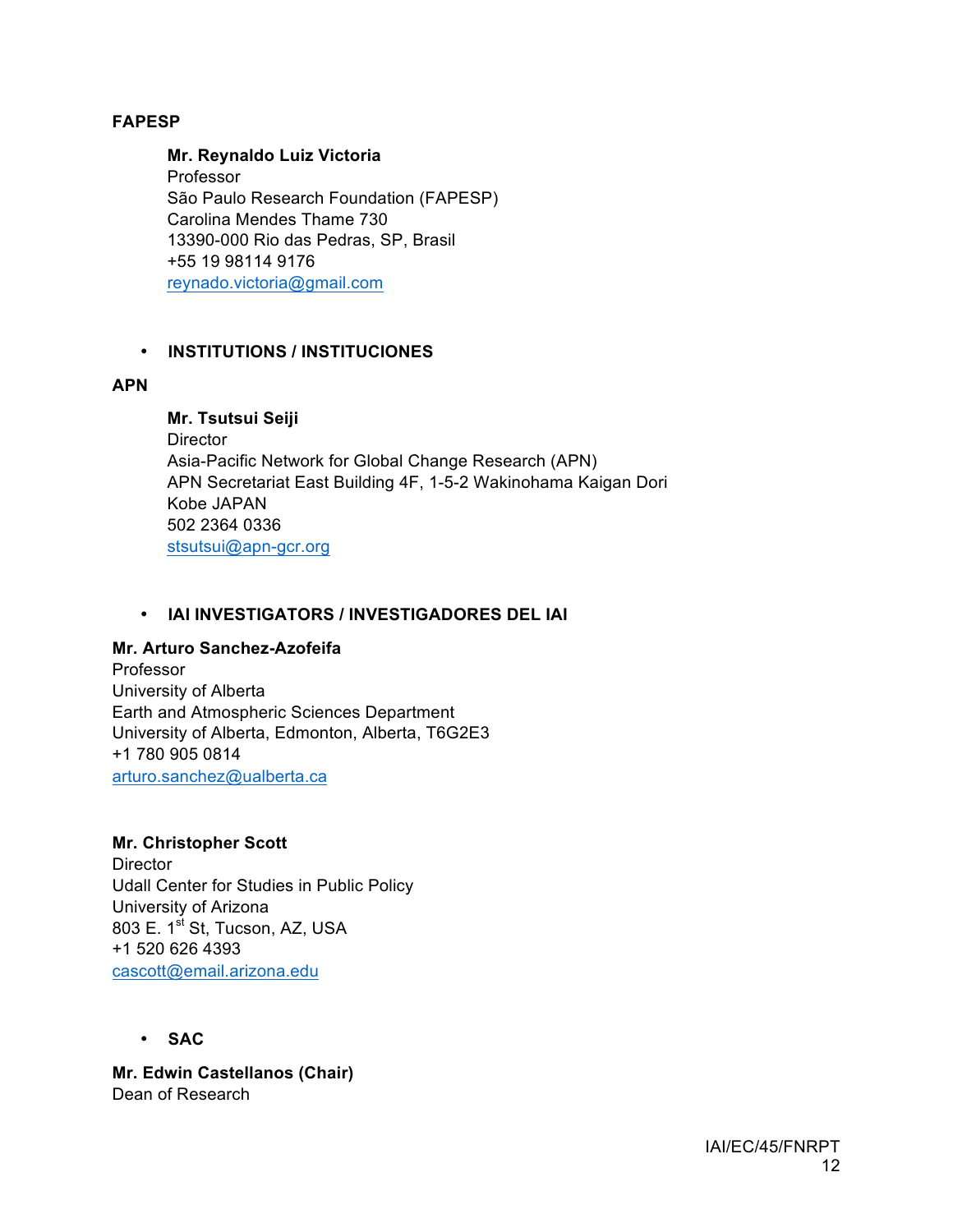**FAPESP**

**Mr. Reynaldo Luiz Victoria**
Professor
São Paulo Research Foundation (FAPESP)
Carolina Mendes Thame 730
13390-000 Rio das Pedras, SP, Brasil
+55 19 98114 9176
reynado.victoria@gmail.com

- **INSTITUTIONS / INSTITUCIONES**

**APN**

**Mr. Tsutsui Seiji**
Director
Asia-Pacific Network for Global Change Research (APN)
APN Secretariat East Building 4F, 1-5-2 Wakinohama Kaigan Dori
Kobe JAPAN
502 2364 0336
stsutsui@apn-gcr.org

- **IAI INVESTIGATORS / INVESTIGADORES DEL IAI**

**Mr. Arturo Sanchez-Azofeifa**
Professor
University of Alberta
Earth and Atmospheric Sciences Department
University of Alberta, Edmonton, Alberta, T6G2E3
+1 780 905 0814
arturo.sanchez@ualberta.ca

**Mr. Christopher Scott**
Director
Udall Center for Studies in Public Policy
University of Arizona
803 E. 1st St, Tucson, AZ, USA
+1 520 626 4393
cascott@email.arizona.edu

- **SAC**

**Mr. Edwin Castellanos (Chair)**
Dean of Research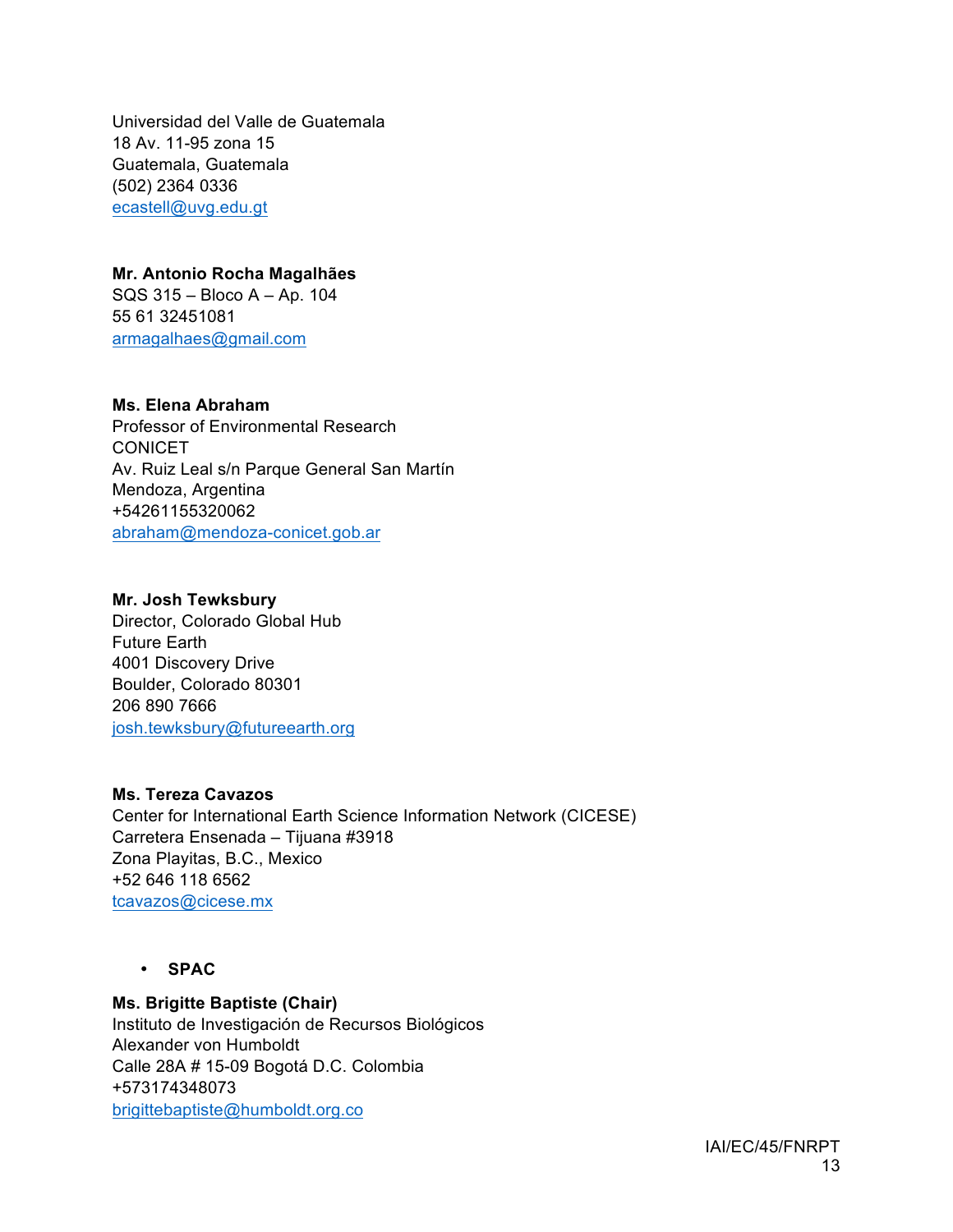Universidad del Valle de Guatemala
18 Av. 11-95 zona 15
Guatemala, Guatemala
(502) 2364 0336
ecastell@uvg.edu.gt

**Mr. Antonio Rocha Magalhães**
SQS 315 – Bloco A – Ap. 104
55 61 32451081
armagalhaes@gmail.com

**Ms. Elena Abraham**
Professor of Environmental Research
CONICET
Av. Ruiz Leal s/n Parque General San Martín
Mendoza, Argentina
+54261155320062
abraham@mendoza-conicet.gob.ar

**Mr. Josh Tewksbury**
Director, Colorado Global Hub
Future Earth
4001 Discovery Drive
Boulder, Colorado 80301
206 890 7666
josh.tewksbury@futureearth.org

**Ms. Tereza Cavazos**
Center for International Earth Science Information Network (CICESE)
Carretera Ensenada – Tijuana #3918
Zona Playitas, B.C., Mexico
+52 646 118 6562
tcavazos@cicese.mx

- **SPAC**

**Ms. Brigitte Baptiste (Chair)**
Instituto de Investigación de Recursos Biológicos
Alexander von Humboldt
Calle 28A # 15-09 Bogotá D.C. Colombia
+573174348073
brigittebaptiste@humboldt.org.co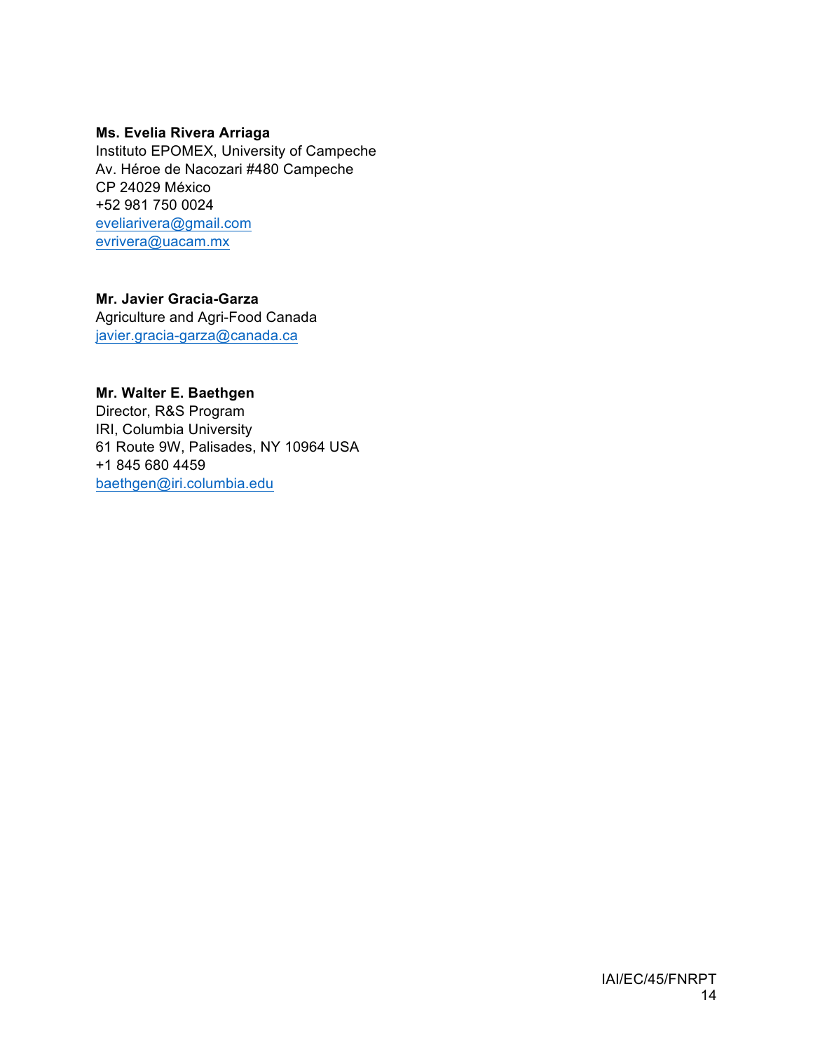**Ms. Evelia Rivera Arriaga**
Instituto EPOMEX, University of Campeche
Av. Héroe de Nacozari #480 Campeche
CP 24029 México
+52 981 750 0024
eveliarivera@gmail.com
evrivera@uacam.mx

**Mr. Javier Gracia-Garza**
Agriculture and Agri-Food Canada
javier.gracia-garza@canada.ca

**Mr. Walter E. Baethgen**
Director, R&S Program
IRI, Columbia University
61 Route 9W, Palisades, NY 10964 USA
+1 845 680 4459
baethgen@iri.columbia.edu